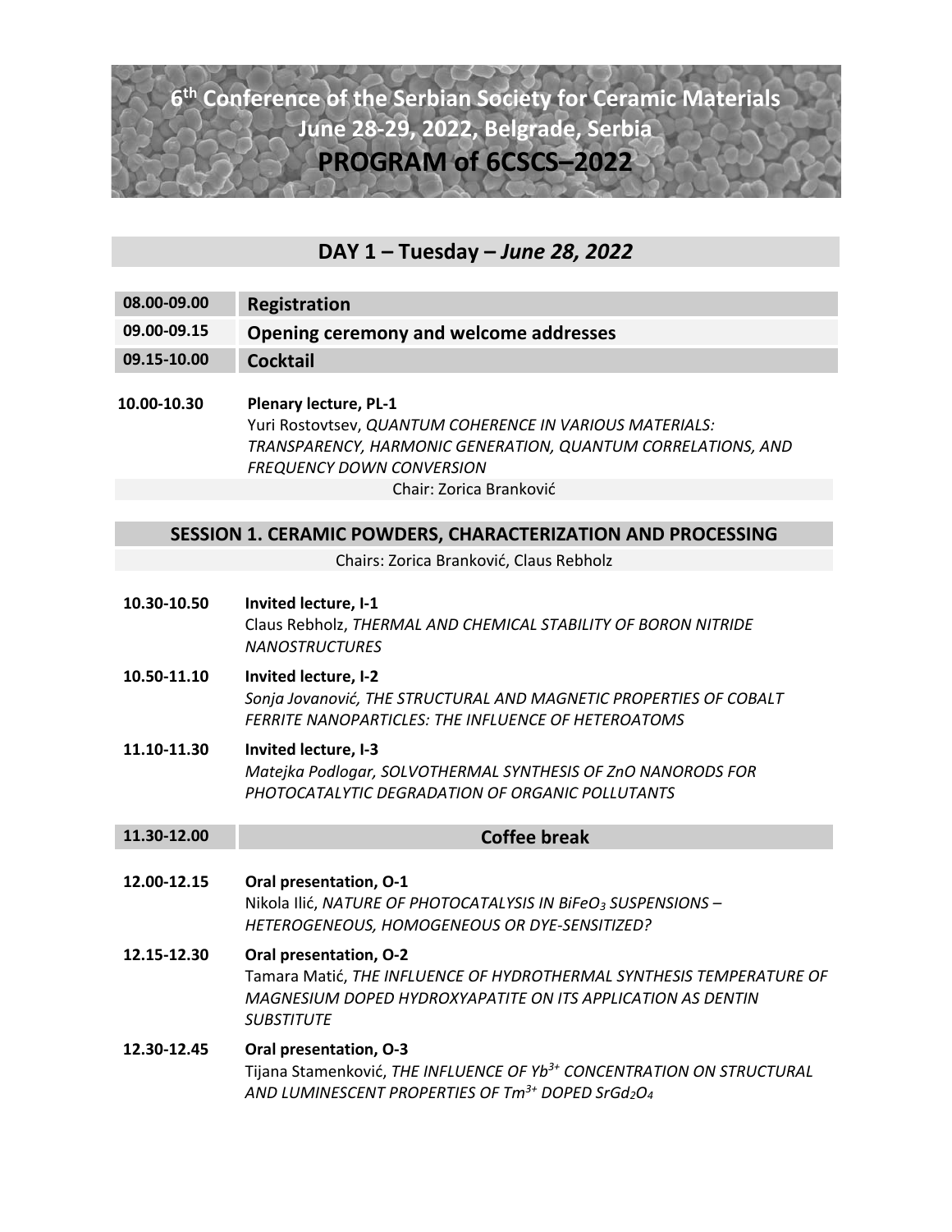# 6th Conference of the Serbian Society for Ceramic Materials

## June 28-29, 2022, Belgrade, Serbia

# PROGRAM of 6CSCS–2022

## DAY 1 – Tuesday – *June 28, 2022*

| | |
|---|---|
| **08.00-09.00** | **Registration** |
| **09.00-09.15** | **Opening ceremony and welcome addresses** |
| **09.15-10.00** | **Cocktail** |

**10.00-10.30** **Plenary lecture, PL-1**
Yuri Rostovtsev, *QUANTUM COHERENCE IN VARIOUS MATERIALS: TRANSPARENCY, HARMONIC GENERATION, QUANTUM CORRELATIONS, AND FREQUENCY DOWN CONVERSION*

Chair: Zorica Branković

### SESSION 1. CERAMIC POWDERS, CHARACTERIZATION AND PROCESSING

Chairs: Zorica Branković, Claus Rebholz

**10.30-10.50** **Invited lecture, I-1**
Claus Rebholz, *THERMAL AND CHEMICAL STABILITY OF BORON NITRIDE NANOSTRUCTURES*

**10.50-11.10** **Invited lecture, I-2**
*Sonja Jovanović, THE STRUCTURAL AND MAGNETIC PROPERTIES OF COBALT FERRITE NANOPARTICLES: THE INFLUENCE OF HETEROATOMS*

**11.10-11.30** **Invited lecture, I-3**
*Matejka Podlogar, SOLVOTHERMAL SYNTHESIS OF ZnO NANORODS FOR PHOTOCATALYTIC DEGRADATION OF ORGANIC POLLUTANTS*

| | |
|---|---|
| **11.30-12.00** | **Coffee break** |

**12.00-12.15** **Oral presentation, O-1**
Nikola Ilić, *NATURE OF PHOTOCATALYSIS IN $BiFeO_3$ SUSPENSIONS – HETEROGENEOUS, HOMOGENEOUS OR DYE-SENSITIZED?*

**12.15-12.30** **Oral presentation, O-2**
Tamara Matić, *THE INFLUENCE OF HYDROTHERMAL SYNTHESIS TEMPERATURE OF MAGNESIUM DOPED HYDROXYAPATITE ON ITS APPLICATION AS DENTIN SUBSTITUTE*

**12.30-12.45** **Oral presentation, O-3**
Tijana Stamenković, *THE INFLUENCE OF $Yb^{3+}$ CONCENTRATION ON STRUCTURAL AND LUMINESCENT PROPERTIES OF $Tm^{3+}$ DOPED $SrGd_2O_4$*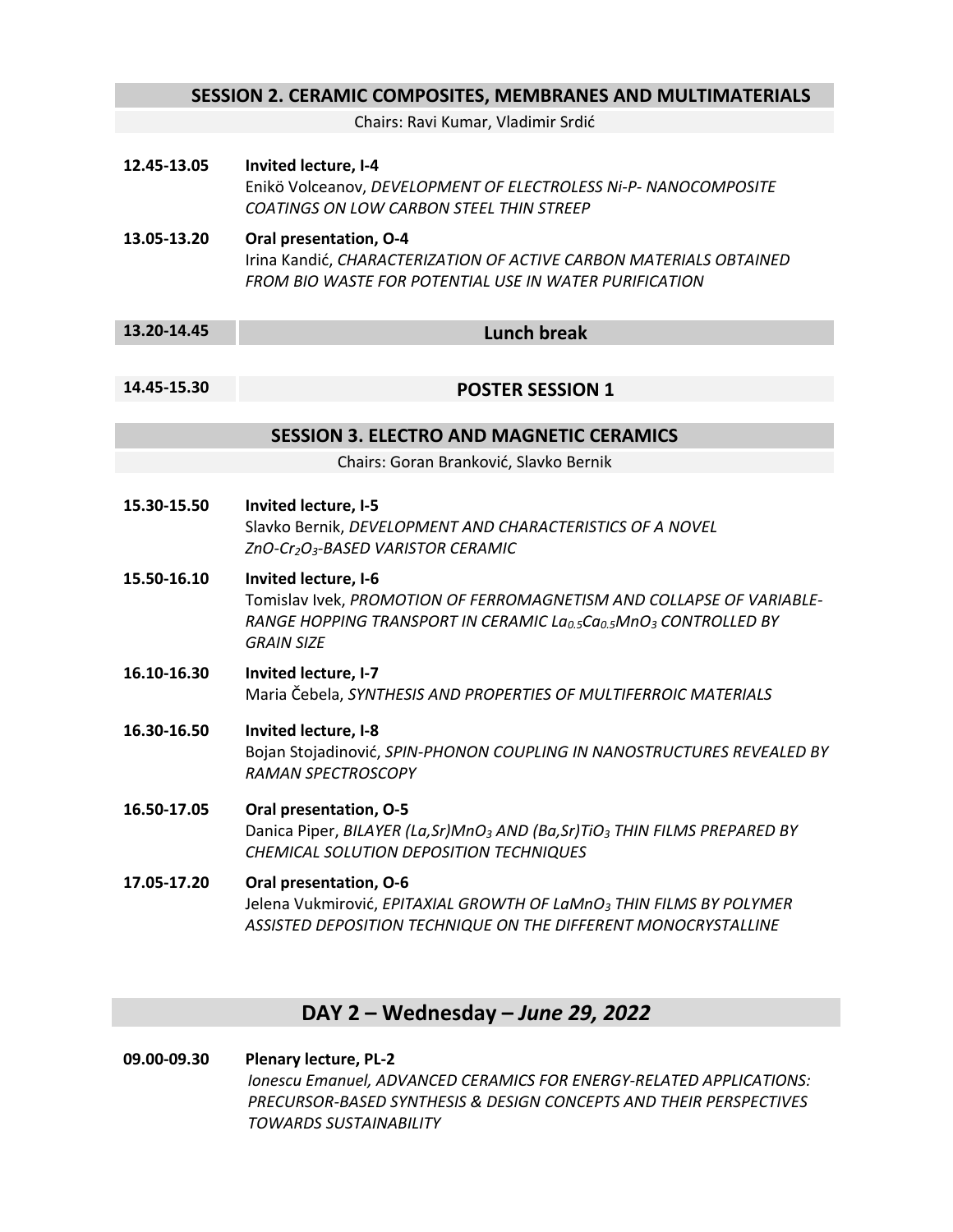## SESSION 2. CERAMIC COMPOSITES, MEMBRANES AND MULTIMATERIALS

Chairs: Ravi Kumar, Vladimir Srdić

**12.45-13.05** **Invited lecture, I-4**
Enikö Volceanov, *DEVELOPMENT OF ELECTROLESS Ni-P- NANOCOMPOSITE COATINGS ON LOW CARBON STEEL THIN STREEP*

**13.05-13.20** **Oral presentation, O-4**
Irina Kandić, *CHARACTERIZATION OF ACTIVE CARBON MATERIALS OBTAINED FROM BIO WASTE FOR POTENTIAL USE IN WATER PURIFICATION*

**13.20-14.45** **Lunch break**

**14.45-15.30** **POSTER SESSION 1**

## SESSION 3. ELECTRO AND MAGNETIC CERAMICS

Chairs: Goran Branković, Slavko Bernik

**15.30-15.50** **Invited lecture, I-5**
Slavko Bernik, *DEVELOPMENT AND CHARACTERISTICS OF A NOVEL $ZnO$-$Cr_2O_3$-BASED VARISTOR CERAMIC*

**15.50-16.10** **Invited lecture, I-6**
Tomislav Ivek, *PROMOTION OF FERROMAGNETISM AND COLLAPSE OF VARIABLE-RANGE HOPPING TRANSPORT IN CERAMIC $La_{0.5}Ca_{0.5}MnO_3$ CONTROLLED BY GRAIN SIZE*

**16.10-16.30** **Invited lecture, I-7**
Maria Čebela, *SYNTHESIS AND PROPERTIES OF MULTIFERROIC MATERIALS*

**16.30-16.50** **Invited lecture, I-8**
Bojan Stojadinović, *SPIN-PHONON COUPLING IN NANOSTRUCTURES REVEALED BY RAMAN SPECTROSCOPY*

**16.50-17.05** **Oral presentation, O-5**
Danica Piper, *BILAYER $(La,Sr)MnO_3$ AND $(Ba,Sr)TiO_3$ THIN FILMS PREPARED BY CHEMICAL SOLUTION DEPOSITION TECHNIQUES*

**17.05-17.20** **Oral presentation, O-6**
Jelena Vukmirović, *EPITAXIAL GROWTH OF $LaMnO_3$ THIN FILMS BY POLYMER ASSISTED DEPOSITION TECHNIQUE ON THE DIFFERENT MONOCRYSTALLINE*

# DAY 2 – Wednesday – *June 29, 2022*

**09.00-09.30** **Plenary lecture, PL-2**
*Ionescu Emanuel, ADVANCED CERAMICS FOR ENERGY-RELATED APPLICATIONS: PRECURSOR-BASED SYNTHESIS & DESIGN CONCEPTS AND THEIR PERSPECTIVES TOWARDS SUSTAINABILITY*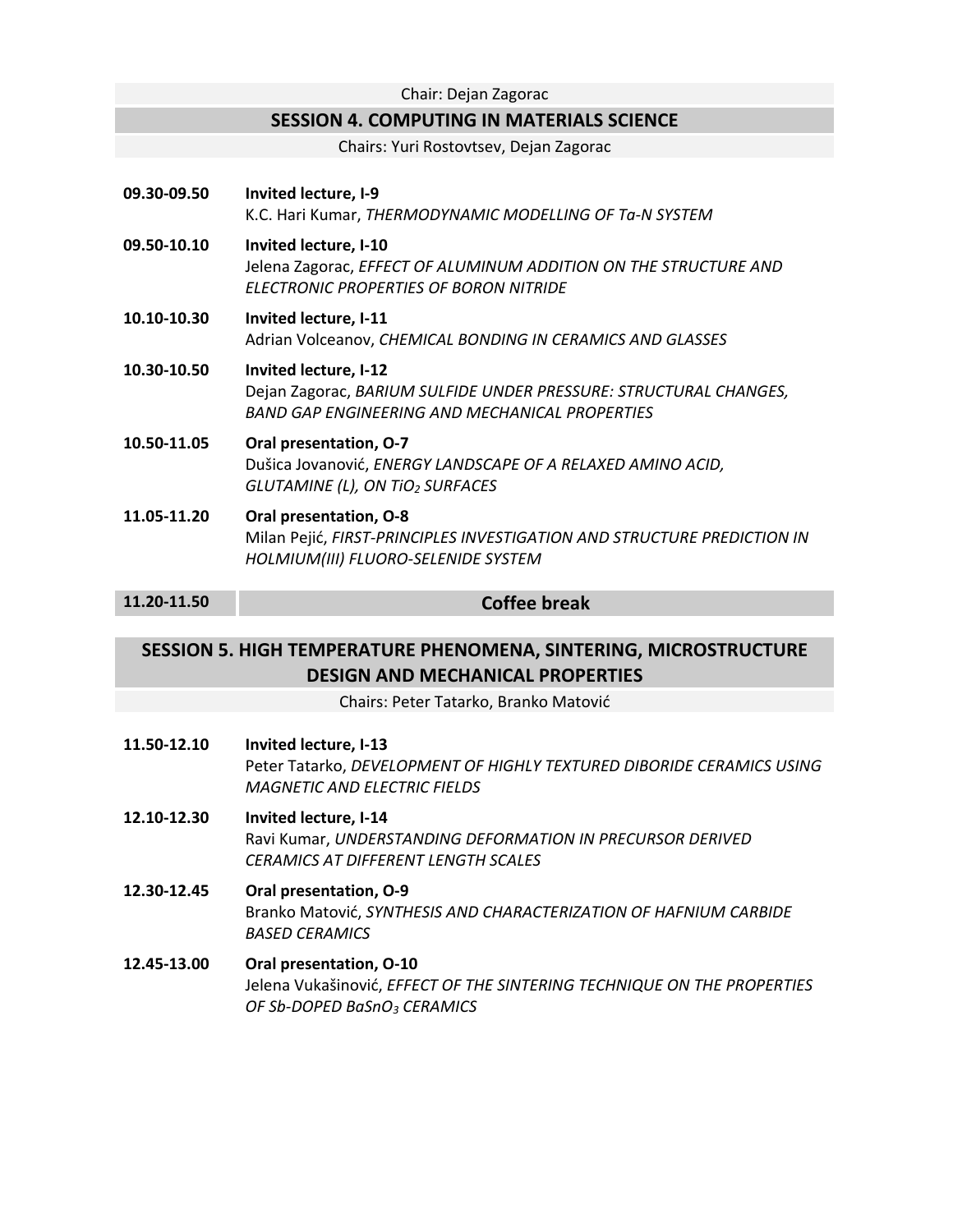Chair: Dejan Zagorac

## SESSION 4. COMPUTING IN MATERIALS SCIENCE

Chairs: Yuri Rostovtsev, Dejan Zagorac

**09.30-09.50** **Invited lecture, I-9**
K.C. Hari Kumar, *THERMODYNAMIC MODELLING OF Ta-N SYSTEM*

**09.50-10.10** **Invited lecture, I-10**
Jelena Zagorac, *EFFECT OF ALUMINUM ADDITION ON THE STRUCTURE AND ELECTRONIC PROPERTIES OF BORON NITRIDE*

**10.10-10.30** **Invited lecture, I-11**
Adrian Volceanov, *CHEMICAL BONDING IN CERAMICS AND GLASSES*

**10.30-10.50** **Invited lecture, I-12**
Dejan Zagorac, *BARIUM SULFIDE UNDER PRESSURE: STRUCTURAL CHANGES, BAND GAP ENGINEERING AND MECHANICAL PROPERTIES*

**10.50-11.05** **Oral presentation, O-7**
Dušica Jovanović, *ENERGY LANDSCAPE OF A RELAXED AMINO ACID, GLUTAMINE (L), ON $TiO_2$ SURFACES*

**11.05-11.20** **Oral presentation, O-8**
Milan Pejić, *FIRST-PRINCIPLES INVESTIGATION AND STRUCTURE PREDICTION IN HOLMIUM(III) FLUORO-SELENIDE SYSTEM*

**11.20-11.50** **Coffee break**

## SESSION 5. HIGH TEMPERATURE PHENOMENA, SINTERING, MICROSTRUCTURE DESIGN AND MECHANICAL PROPERTIES

Chairs: Peter Tatarko, Branko Matović

**11.50-12.10** **Invited lecture, I-13**
Peter Tatarko, *DEVELOPMENT OF HIGHLY TEXTURED DIBORIDE CERAMICS USING MAGNETIC AND ELECTRIC FIELDS*

**12.10-12.30** **Invited lecture, I-14**
Ravi Kumar, *UNDERSTANDING DEFORMATION IN PRECURSOR DERIVED CERAMICS AT DIFFERENT LENGTH SCALES*

**12.30-12.45** **Oral presentation, O-9**
Branko Matović, *SYNTHESIS AND CHARACTERIZATION OF HAFNIUM CARBIDE BASED CERAMICS*

**12.45-13.00** **Oral presentation, O-10**
Jelena Vukašinović, *EFFECT OF THE SINTERING TECHNIQUE ON THE PROPERTIES OF Sb-DOPED $BaSnO_3$ CERAMICS*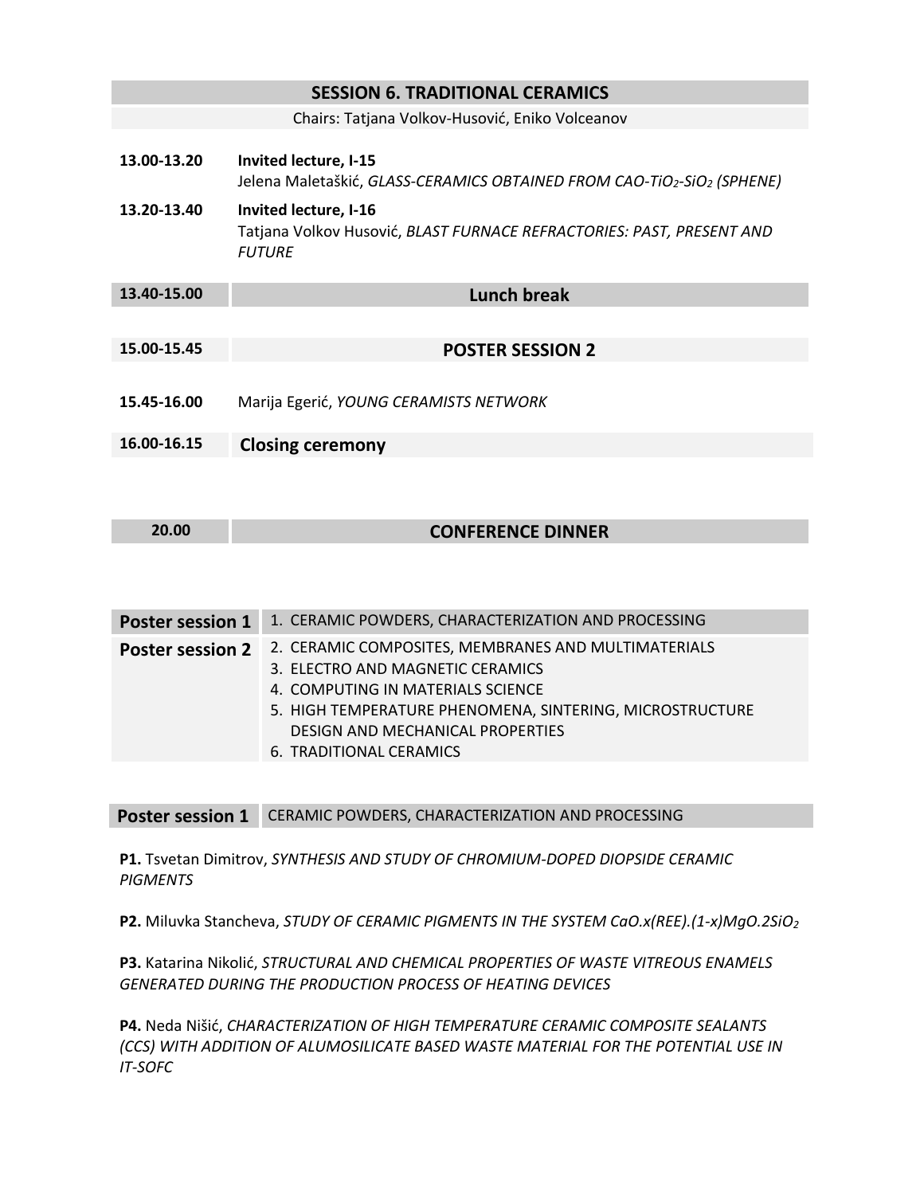## SESSION 6. TRADITIONAL CERAMICS

Chairs: Tatjana Volkov-Husović, Eniko Volceanov

**13.00-13.20** **Invited lecture, I-15**
Jelena Maletaškić, *GLASS-CERAMICS OBTAINED FROM CAO-$TiO_2$-$SiO_2$ (SPHENE)*

**13.20-13.40** **Invited lecture, I-16**
Tatjana Volkov Husović, *BLAST FURNACE REFRACTORIES: PAST, PRESENT AND FUTURE*

**13.40-15.00** **Lunch break**

**15.00-15.45** **POSTER SESSION 2**

**15.45-16.00** Marija Egerić, *YOUNG CERAMISTS NETWORK*

**16.00-16.15** **Closing ceremony**

**20.00** **CONFERENCE DINNER**

| | |
|---|---|
| **Poster session 1** | 1. CERAMIC POWDERS, CHARACTERIZATION AND PROCESSING |
| **Poster session 2** | 2. CERAMIC COMPOSITES, MEMBRANES AND MULTIMATERIALS<br>3. ELECTRO AND MAGNETIC CERAMICS<br>4. COMPUTING IN MATERIALS SCIENCE<br>5. HIGH TEMPERATURE PHENOMENA, SINTERING, MICROSTRUCTURE DESIGN AND MECHANICAL PROPERTIES<br>6. TRADITIONAL CERAMICS |

### Poster session 1 — CERAMIC POWDERS, CHARACTERIZATION AND PROCESSING

**P1.** Tsvetan Dimitrov, *SYNTHESIS AND STUDY OF CHROMIUM-DOPED DIOPSIDE CERAMIC PIGMENTS*

**P2.** Miluvka Stancheva, *STUDY OF CERAMIC PIGMENTS IN THE SYSTEM CaO.x(REE).(1-x)MgO.2$SiO_2$*

**P3.** Katarina Nikolić, *STRUCTURAL AND CHEMICAL PROPERTIES OF WASTE VITREOUS ENAMELS GENERATED DURING THE PRODUCTION PROCESS OF HEATING DEVICES*

**P4.** Neda Nišić, *CHARACTERIZATION OF HIGH TEMPERATURE CERAMIC COMPOSITE SEALANTS (CCS) WITH ADDITION OF ALUMOSILICATE BASED WASTE MATERIAL FOR THE POTENTIAL USE IN IT-SOFC*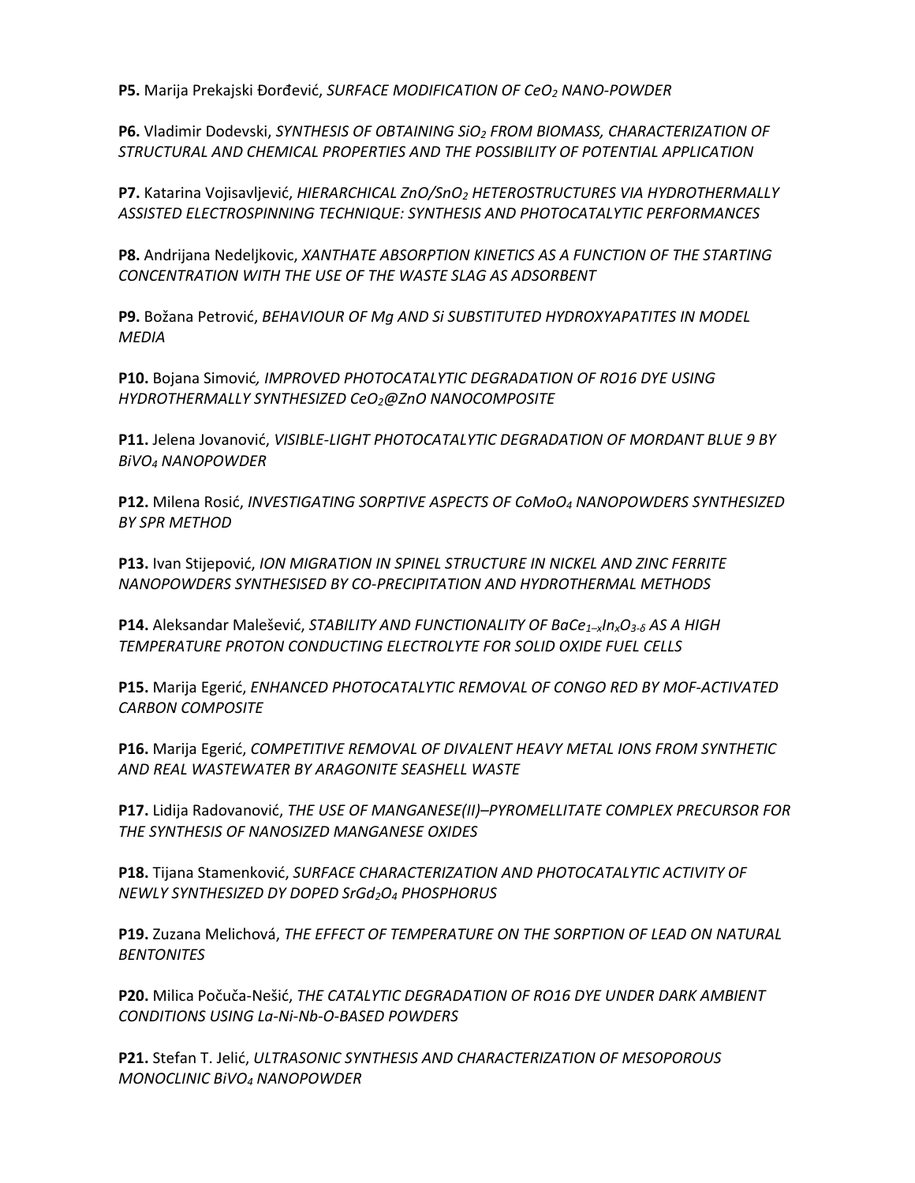**P5.** Marija Prekajski Đorđević, *SURFACE MODIFICATION OF $CeO_2$ NANO-POWDER*

**P6.** Vladimir Dodevski, *SYNTHESIS OF OBTAINING $SiO_2$ FROM BIOMASS, CHARACTERIZATION OF STRUCTURAL AND CHEMICAL PROPERTIES AND THE POSSIBILITY OF POTENTIAL APPLICATION*

**P7.** Katarina Vojisavljević, *HIERARCHICAL $ZnO/SnO_2$ HETEROSTRUCTURES VIA HYDROTHERMALLY ASSISTED ELECTROSPINNING TECHNIQUE: SYNTHESIS AND PHOTOCATALYTIC PERFORMANCES*

**P8.** Andrijana Nedeljkovic, *XANTHATE ABSORPTION KINETICS AS A FUNCTION OF THE STARTING CONCENTRATION WITH THE USE OF THE WASTE SLAG AS ADSORBENT*

**P9.** Božana Petrović, *BEHAVIOUR OF Mg AND Si SUBSTITUTED HYDROXYAPATITES IN MODEL MEDIA*

**P10.** Bojana Simović*, IMPROVED PHOTOCATALYTIC DEGRADATION OF RO16 DYE USING HYDROTHERMALLY SYNTHESIZED $CeO_2$@ZnO NANOCOMPOSITE*

**P11.** Jelena Jovanović, *VISIBLE-LIGHT PHOTOCATALYTIC DEGRADATION OF MORDANT BLUE 9 BY $BiVO_4$ NANOPOWDER*

**P12.** Milena Rosić, *INVESTIGATING SORPTIVE ASPECTS OF $CoMoO_4$ NANOPOWDERS SYNTHESIZED BY SPR METHOD*

**P13.** Ivan Stijepović, *ION MIGRATION IN SPINEL STRUCTURE IN NICKEL AND ZINC FERRITE NANOPOWDERS SYNTHESISED BY CO-PRECIPITATION AND HYDROTHERMAL METHODS*

**P14.** Aleksandar Malešević, *STABILITY AND FUNCTIONALITY OF $BaCe_{1-x}In_xO_{3-\delta}$ AS A HIGH TEMPERATURE PROTON CONDUCTING ELECTROLYTE FOR SOLID OXIDE FUEL CELLS*

**P15.** Marija Egerić, *ENHANCED PHOTOCATALYTIC REMOVAL OF CONGO RED BY MOF-ACTIVATED CARBON COMPOSITE*

**P16.** Marija Egerić, *COMPETITIVE REMOVAL OF DIVALENT HEAVY METAL IONS FROM SYNTHETIC AND REAL WASTEWATER BY ARAGONITE SEASHELL WASTE*

**P17.** Lidija Radovanović, *THE USE OF MANGANESE(II)–PYROMELLITATE COMPLEX PRECURSOR FOR THE SYNTHESIS OF NANOSIZED MANGANESE OXIDES*

**P18.** Tijana Stamenković, *SURFACE CHARACTERIZATION AND PHOTOCATALYTIC ACTIVITY OF NEWLY SYNTHESIZED DY DOPED $SrGd_2O_4$ PHOSPHORUS*

**P19.** Zuzana Melichová, *THE EFFECT OF TEMPERATURE ON THE SORPTION OF LEAD ON NATURAL BENTONITES*

**P20.** Milica Počuča-Nešić, *THE CATALYTIC DEGRADATION OF RO16 DYE UNDER DARK AMBIENT CONDITIONS USING La-Ni-Nb-O-BASED POWDERS*

**P21.** Stefan T. Jelić, *ULTRASONIC SYNTHESIS AND CHARACTERIZATION OF MESOPOROUS MONOCLINIC $BiVO_4$ NANOPOWDER*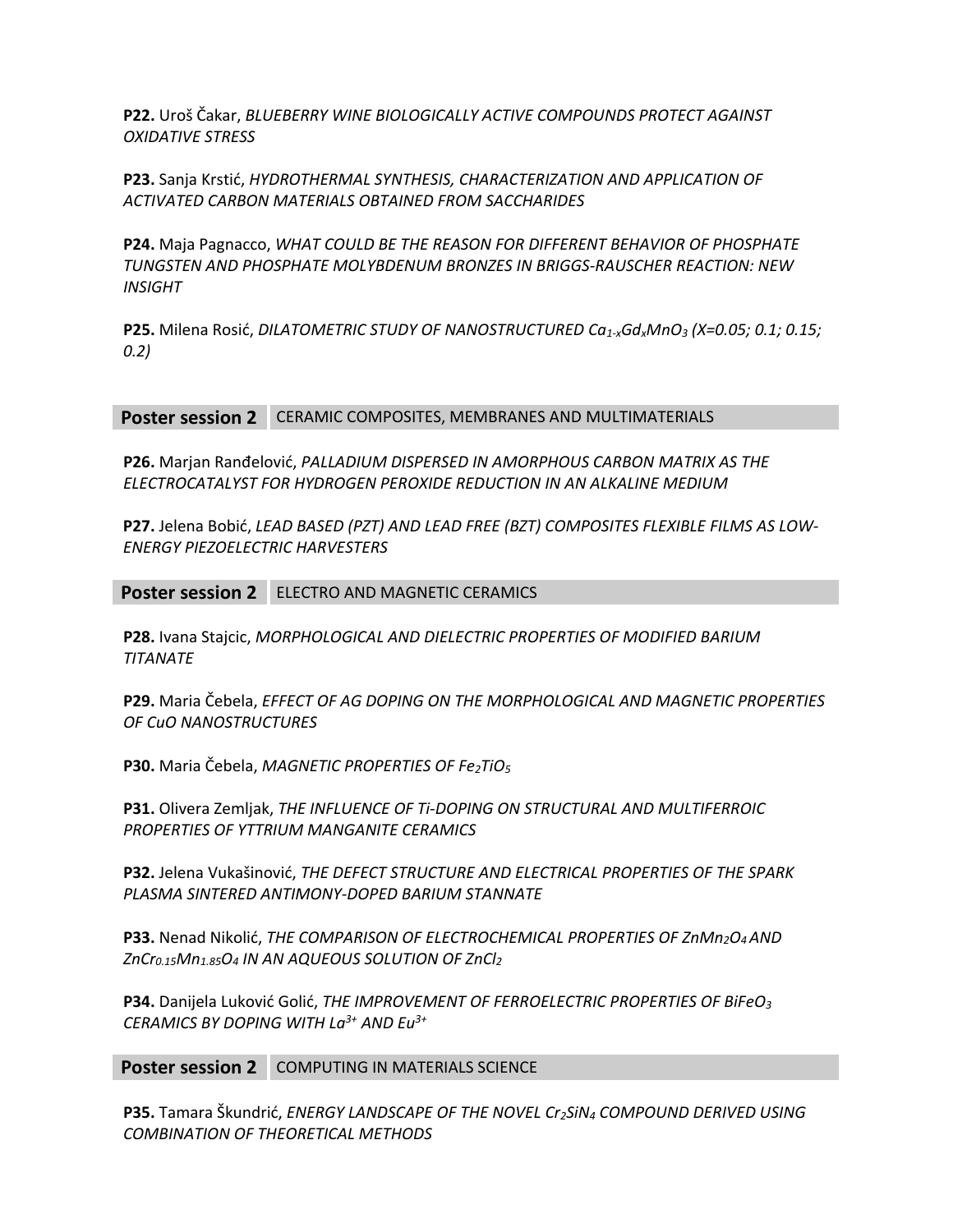**P22.** Uroš Čakar, *BLUEBERRY WINE BIOLOGICALLY ACTIVE COMPOUNDS PROTECT AGAINST OXIDATIVE STRESS*

**P23.** Sanja Krstić, *HYDROTHERMAL SYNTHESIS, CHARACTERIZATION AND APPLICATION OF ACTIVATED CARBON MATERIALS OBTAINED FROM SACCHARIDES*

**P24.** Maja Pagnacco, *WHAT COULD BE THE REASON FOR DIFFERENT BEHAVIOR OF PHOSPHATE TUNGSTEN AND PHOSPHATE MOLYBDENUM BRONZES IN BRIGGS-RAUSCHER REACTION: NEW INSIGHT*

**P25.** Milena Rosić, *DILATOMETRIC STUDY OF NANOSTRUCTURED* $Ca_{1-x}Gd_xMnO_3$ *(X=0.05; 0.1; 0.15; 0.2)*

**Poster session 2** CERAMIC COMPOSITES, MEMBRANES AND MULTIMATERIALS

**P26.** Marjan Ranđelović, *PALLADIUM DISPERSED IN AMORPHOUS CARBON MATRIX AS THE ELECTROCATALYST FOR HYDROGEN PEROXIDE REDUCTION IN AN ALKALINE MEDIUM*

**P27.** Jelena Bobić, *LEAD BASED (PZT) AND LEAD FREE (BZT) COMPOSITES FLEXIBLE FILMS AS LOW-ENERGY PIEZOELECTRIC HARVESTERS*

**Poster session 2** ELECTRO AND MAGNETIC CERAMICS

**P28.** Ivana Stajcic, *MORPHOLOGICAL AND DIELECTRIC PROPERTIES OF MODIFIED BARIUM TITANATE*

**P29.** Maria Čebela, *EFFECT OF AG DOPING ON THE MORPHOLOGICAL AND MAGNETIC PROPERTIES OF CuO NANOSTRUCTURES*

**P30.** Maria Čebela, *MAGNETIC PROPERTIES OF* $Fe_2TiO_5$

**P31.** Olivera Zemljak, *THE INFLUENCE OF Ti-DOPING ON STRUCTURAL AND MULTIFERROIC PROPERTIES OF YTTRIUM MANGANITE CERAMICS*

**P32.** Jelena Vukašinović, *THE DEFECT STRUCTURE AND ELECTRICAL PROPERTIES OF THE SPARK PLASMA SINTERED ANTIMONY-DOPED BARIUM STANNATE*

**P33.** Nenad Nikolić, *THE COMPARISON OF ELECTROCHEMICAL PROPERTIES OF* $ZnMn_2O_4$ *AND* $ZnCr_{0.15}Mn_{1.85}O_4$ *IN AN AQUEOUS SOLUTION OF* $ZnCl_2$

**P34.** Danijela Luković Golić, *THE IMPROVEMENT OF FERROELECTRIC PROPERTIES OF* $BiFeO_3$ *CERAMICS BY DOPING WITH* $La^{3+}$ *AND* $Eu^{3+}$

**Poster session 2** COMPUTING IN MATERIALS SCIENCE

**P35.** Tamara Škundrić, *ENERGY LANDSCAPE OF THE NOVEL* $Cr_2SiN_4$ *COMPOUND DERIVED USING COMBINATION OF THEORETICAL METHODS*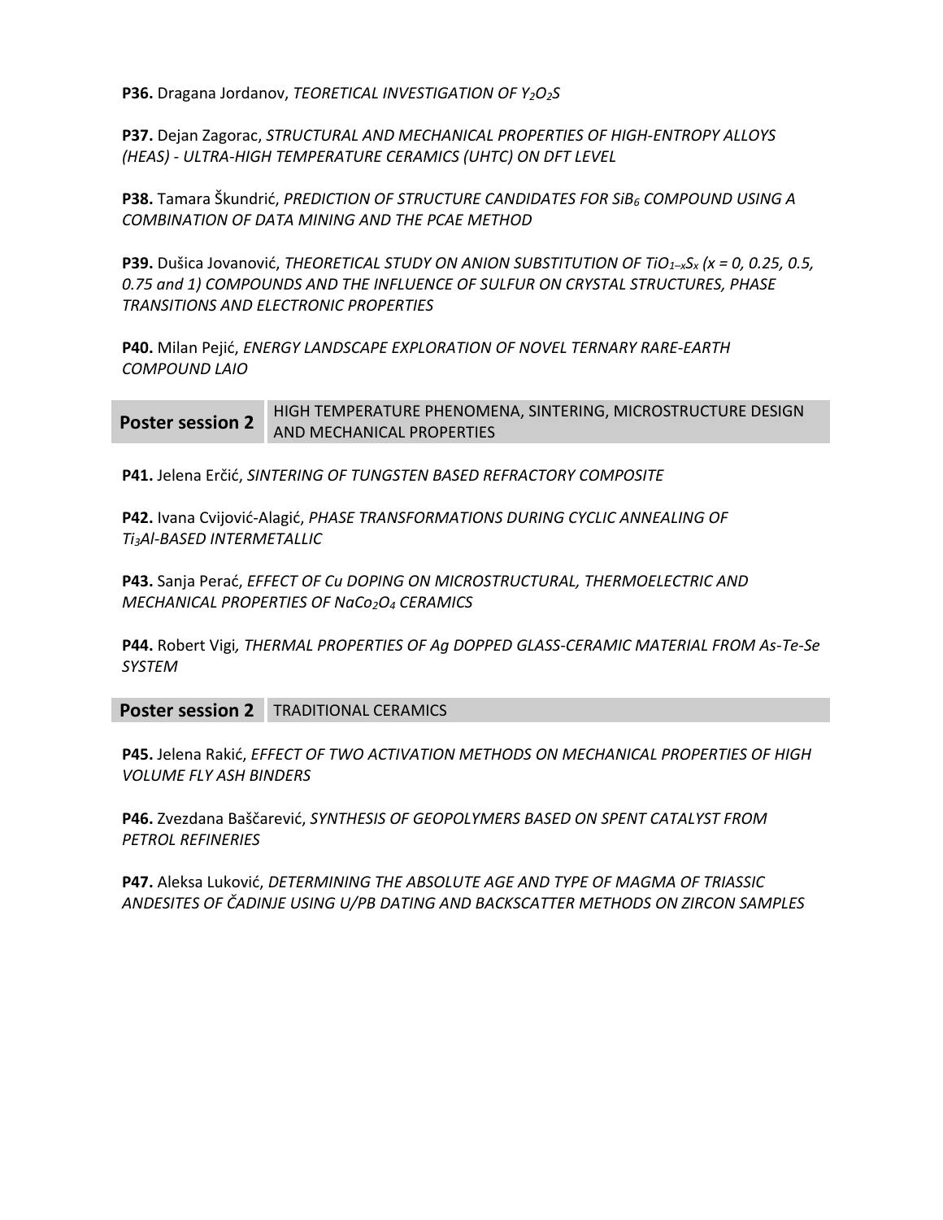**P36.** Dragana Jordanov, *TEORETICAL INVESTIGATION OF $Y_2O_2S$*

**P37.** Dejan Zagorac, *STRUCTURAL AND MECHANICAL PROPERTIES OF HIGH-ENTROPY ALLOYS (HEAS) - ULTRA-HIGH TEMPERATURE CERAMICS (UHTC) ON DFT LEVEL*

**P38.** Tamara Škundrić, *PREDICTION OF STRUCTURE CANDIDATES FOR $SiB_6$ COMPOUND USING A COMBINATION OF DATA MINING AND THE PCAE METHOD*

**P39.** Dušica Jovanović, *THEORETICAL STUDY ON ANION SUBSTITUTION OF $TiO_{1-x}S_x$ (x = 0, 0.25, 0.5, 0.75 and 1) COMPOUNDS AND THE INFLUENCE OF SULFUR ON CRYSTAL STRUCTURES, PHASE TRANSITIONS AND ELECTRONIC PROPERTIES*

**P40.** Milan Pejić, *ENERGY LANDSCAPE EXPLORATION OF NOVEL TERNARY RARE-EARTH COMPOUND LAIO*

## Poster session 2 — HIGH TEMPERATURE PHENOMENA, SINTERING, MICROSTRUCTURE DESIGN AND MECHANICAL PROPERTIES

**P41.** Jelena Erčić, *SINTERING OF TUNGSTEN BASED REFRACTORY COMPOSITE*

**P42.** Ivana Cvijović-Alagić, *PHASE TRANSFORMATIONS DURING CYCLIC ANNEALING OF $Ti_3Al$-BASED INTERMETALLIC*

**P43.** Sanja Perać, *EFFECT OF Cu DOPING ON MICROSTRUCTURAL, THERMOELECTRIC AND MECHANICAL PROPERTIES OF $NaCo_2O_4$ CERAMICS*

**P44.** Robert Vigi, *THERMAL PROPERTIES OF Ag DOPPED GLASS-CERAMIC MATERIAL FROM As-Te-Se SYSTEM*

## Poster session 2 — TRADITIONAL CERAMICS

**P45.** Jelena Rakić, *EFFECT OF TWO ACTIVATION METHODS ON MECHANICAL PROPERTIES OF HIGH VOLUME FLY ASH BINDERS*

**P46.** Zvezdana Baščarević, *SYNTHESIS OF GEOPOLYMERS BASED ON SPENT CATALYST FROM PETROL REFINERIES*

**P47.** Aleksa Luković, *DETERMINING THE ABSOLUTE AGE AND TYPE OF MAGMA OF TRIASSIC ANDESITES OF ČADINJE USING U/PB DATING AND BACKSCATTER METHODS ON ZIRCON SAMPLES*